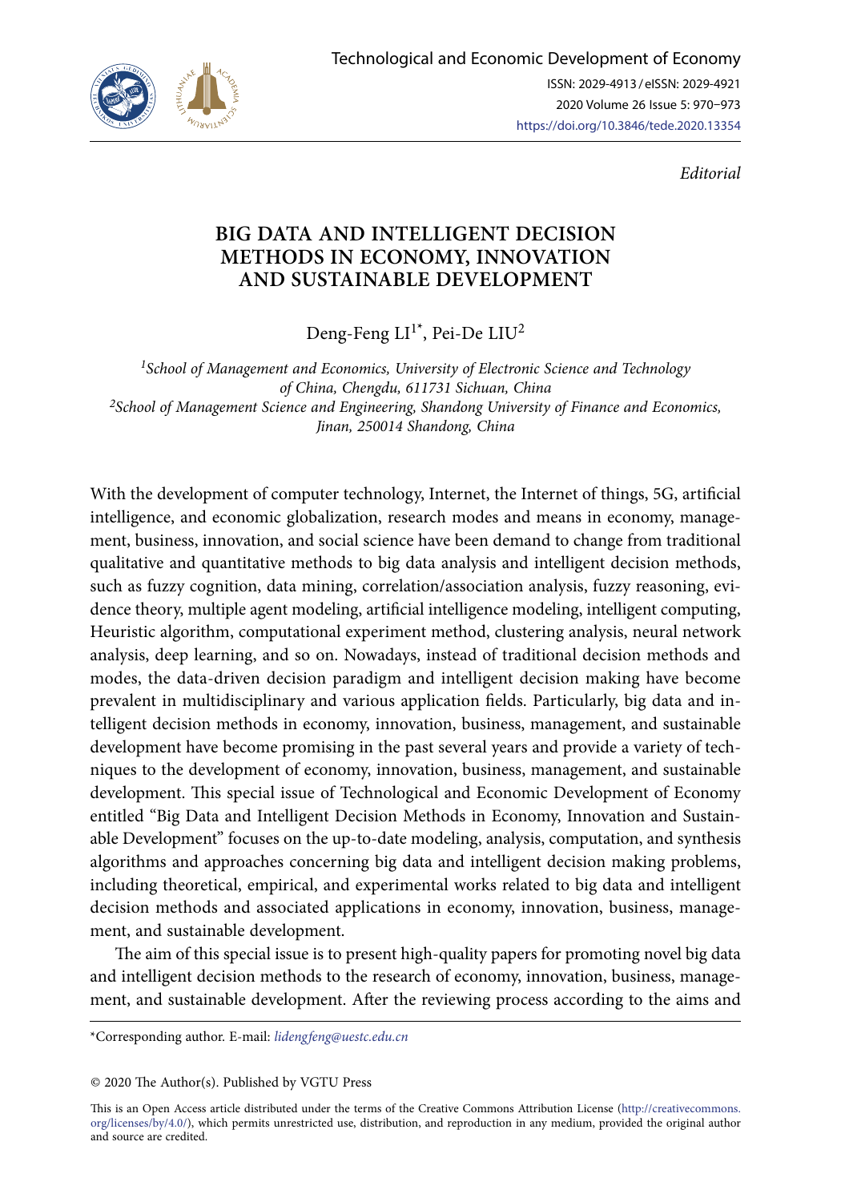*Editorial*

# BIG DATA AND INTELLIGENT DECISION METHODS IN ECONOMY, INNOVATION AND SUSTAINABLE DEVELOPMENT

Deng-Feng LI[1*], Pei-De LIU[2]

[1]*School of Management and Economics, University of Electronic Science and Technology of China, Chengdu, 611731 Sichuan, China*
[2]*School of Management Science and Engineering, Shandong University of Finance and Economics, Jinan, 250014 Shandong, China*

With the development of computer technology, Internet, the Internet of things, 5G, artificial intelligence, and economic globalization, research modes and means in economy, management, business, innovation, and social science have been demand to change from traditional qualitative and quantitative methods to big data analysis and intelligent decision methods, such as fuzzy cognition, data mining, correlation/association analysis, fuzzy reasoning, evidence theory, multiple agent modeling, artificial intelligence modeling, intelligent computing, Heuristic algorithm, computational experiment method, clustering analysis, neural network analysis, deep learning, and so on. Nowadays, instead of traditional decision methods and modes, the data-driven decision paradigm and intelligent decision making have become prevalent in multidisciplinary and various application fields. Particularly, big data and intelligent decision methods in economy, innovation, business, management, and sustainable development have become promising in the past several years and provide a variety of techniques to the development of economy, innovation, business, management, and sustainable development. This special issue of Technological and Economic Development of Economy entitled "Big Data and Intelligent Decision Methods in Economy, Innovation and Sustainable Development" focuses on the up-to-date modeling, analysis, computation, and synthesis algorithms and approaches concerning big data and intelligent decision making problems, including theoretical, empirical, and experimental works related to big data and intelligent decision methods and associated applications in economy, innovation, business, management, and sustainable development.

The aim of this special issue is to present high-quality papers for promoting novel big data and intelligent decision methods to the research of economy, innovation, business, management, and sustainable development. After the reviewing process according to the aims and

---

*Corresponding author. E-mail: *lidengfeng@uestc.edu.cn*

© 2020 The Author(s). Published by VGTU Press

This is an Open Access article distributed under the terms of the Creative Commons Attribution License (http://creativecommons.org/licenses/by/4.0/), which permits unrestricted use, distribution, and reproduction in any medium, provided the original author and source are credited.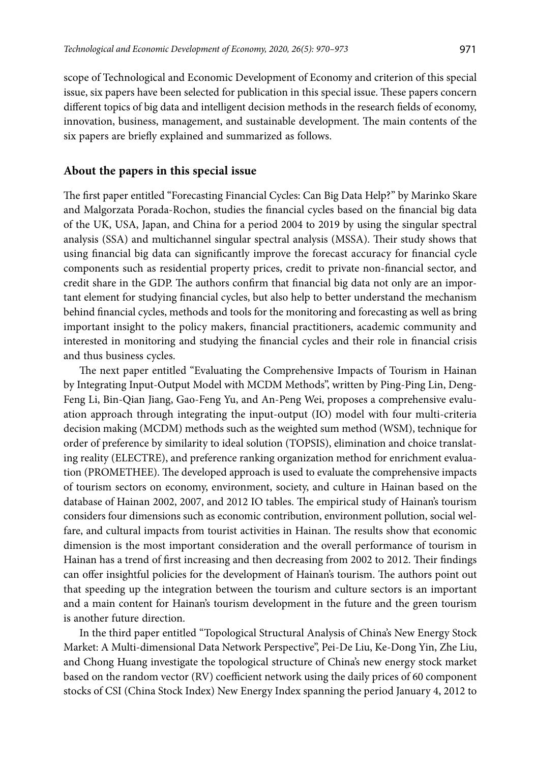scope of Technological and Economic Development of Economy and criterion of this special issue, six papers have been selected for publication in this special issue. These papers concern different topics of big data and intelligent decision methods in the research fields of economy, innovation, business, management, and sustainable development. The main contents of the six papers are briefly explained and summarized as follows.

## About the papers in this special issue

The first paper entitled "Forecasting Financial Cycles: Can Big Data Help?" by Marinko Skare and Malgorzata Porada-Rochon, studies the financial cycles based on the financial big data of the UK, USA, Japan, and China for a period 2004 to 2019 by using the singular spectral analysis (SSA) and multichannel singular spectral analysis (MSSA). Their study shows that using financial big data can significantly improve the forecast accuracy for financial cycle components such as residential property prices, credit to private non-financial sector, and credit share in the GDP. The authors confirm that financial big data not only are an important element for studying financial cycles, but also help to better understand the mechanism behind financial cycles, methods and tools for the monitoring and forecasting as well as bring important insight to the policy makers, financial practitioners, academic community and interested in monitoring and studying the financial cycles and their role in financial crisis and thus business cycles.

The next paper entitled "Evaluating the Comprehensive Impacts of Tourism in Hainan by Integrating Input-Output Model with MCDM Methods", written by Ping-Ping Lin, Deng-Feng Li, Bin-Qian Jiang, Gao-Feng Yu, and An-Peng Wei, proposes a comprehensive evaluation approach through integrating the input-output (IO) model with four multi-criteria decision making (MCDM) methods such as the weighted sum method (WSM), technique for order of preference by similarity to ideal solution (TOPSIS), elimination and choice translating reality (ELECTRE), and preference ranking organization method for enrichment evaluation (PROMETHEE). The developed approach is used to evaluate the comprehensive impacts of tourism sectors on economy, environment, society, and culture in Hainan based on the database of Hainan 2002, 2007, and 2012 IO tables. The empirical study of Hainan's tourism considers four dimensions such as economic contribution, environment pollution, social welfare, and cultural impacts from tourist activities in Hainan. The results show that economic dimension is the most important consideration and the overall performance of tourism in Hainan has a trend of first increasing and then decreasing from 2002 to 2012. Their findings can offer insightful policies for the development of Hainan's tourism. The authors point out that speeding up the integration between the tourism and culture sectors is an important and a main content for Hainan's tourism development in the future and the green tourism is another future direction.

In the third paper entitled "Topological Structural Analysis of China's New Energy Stock Market: A Multi-dimensional Data Network Perspective", Pei-De Liu, Ke-Dong Yin, Zhe Liu, and Chong Huang investigate the topological structure of China's new energy stock market based on the random vector (RV) coefficient network using the daily prices of 60 component stocks of CSI (China Stock Index) New Energy Index spanning the period January 4, 2012 to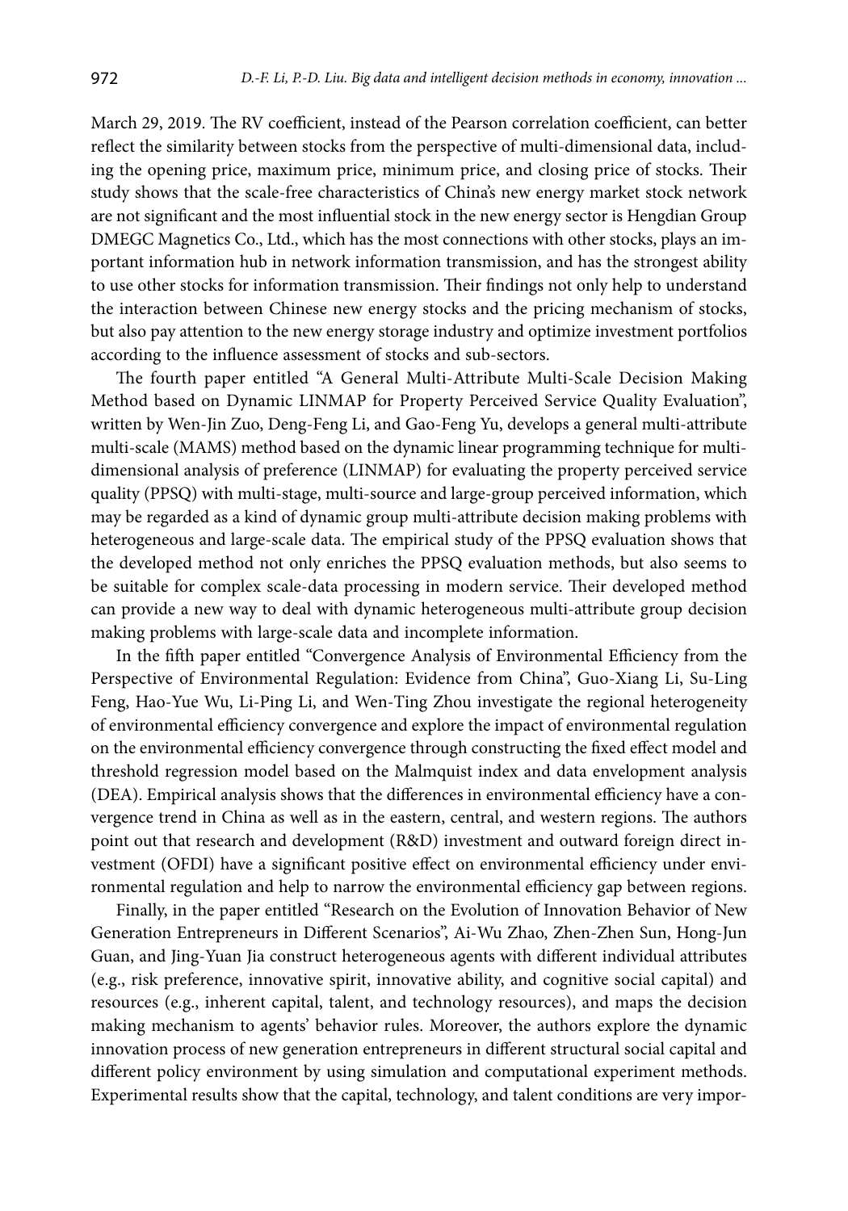March 29, 2019. The RV coefficient, instead of the Pearson correlation coefficient, can better reflect the similarity between stocks from the perspective of multi-dimensional data, including the opening price, maximum price, minimum price, and closing price of stocks. Their study shows that the scale-free characteristics of China's new energy market stock network are not significant and the most influential stock in the new energy sector is Hengdian Group DMEGC Magnetics Co., Ltd., which has the most connections with other stocks, plays an important information hub in network information transmission, and has the strongest ability to use other stocks for information transmission. Their findings not only help to understand the interaction between Chinese new energy stocks and the pricing mechanism of stocks, but also pay attention to the new energy storage industry and optimize investment portfolios according to the influence assessment of stocks and sub-sectors.

The fourth paper entitled "A General Multi-Attribute Multi-Scale Decision Making Method based on Dynamic LINMAP for Property Perceived Service Quality Evaluation", written by Wen-Jin Zuo, Deng-Feng Li, and Gao-Feng Yu, develops a general multi-attribute multi-scale (MAMS) method based on the dynamic linear programming technique for multidimensional analysis of preference (LINMAP) for evaluating the property perceived service quality (PPSQ) with multi-stage, multi-source and large-group perceived information, which may be regarded as a kind of dynamic group multi-attribute decision making problems with heterogeneous and large-scale data. The empirical study of the PPSQ evaluation shows that the developed method not only enriches the PPSQ evaluation methods, but also seems to be suitable for complex scale-data processing in modern service. Their developed method can provide a new way to deal with dynamic heterogeneous multi-attribute group decision making problems with large-scale data and incomplete information.

In the fifth paper entitled "Convergence Analysis of Environmental Efficiency from the Perspective of Environmental Regulation: Evidence from China", Guo-Xiang Li, Su-Ling Feng, Hao-Yue Wu, Li-Ping Li, and Wen-Ting Zhou investigate the regional heterogeneity of environmental efficiency convergence and explore the impact of environmental regulation on the environmental efficiency convergence through constructing the fixed effect model and threshold regression model based on the Malmquist index and data envelopment analysis (DEA). Empirical analysis shows that the differences in environmental efficiency have a convergence trend in China as well as in the eastern, central, and western regions. The authors point out that research and development (R&D) investment and outward foreign direct investment (OFDI) have a significant positive effect on environmental efficiency under environmental regulation and help to narrow the environmental efficiency gap between regions.

Finally, in the paper entitled "Research on the Evolution of Innovation Behavior of New Generation Entrepreneurs in Different Scenarios", Ai-Wu Zhao, Zhen-Zhen Sun, Hong-Jun Guan, and Jing-Yuan Jia construct heterogeneous agents with different individual attributes (e.g., risk preference, innovative spirit, innovative ability, and cognitive social capital) and resources (e.g., inherent capital, talent, and technology resources), and maps the decision making mechanism to agents' behavior rules. Moreover, the authors explore the dynamic innovation process of new generation entrepreneurs in different structural social capital and different policy environment by using simulation and computational experiment methods. Experimental results show that the capital, technology, and talent conditions are very impor-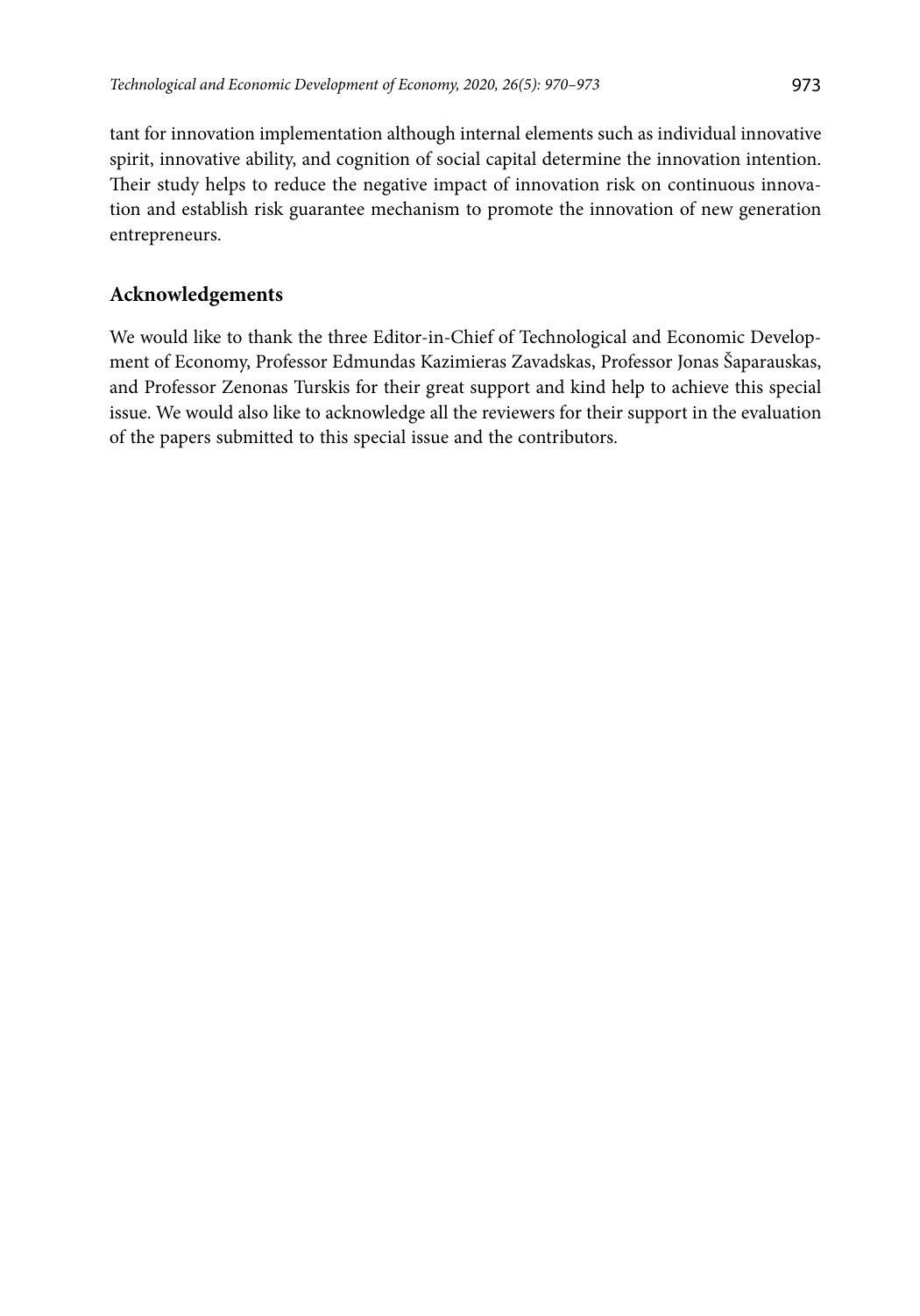tant for innovation implementation although internal elements such as individual innovative spirit, innovative ability, and cognition of social capital determine the innovation intention. Their study helps to reduce the negative impact of innovation risk on continuous innovation and establish risk guarantee mechanism to promote the innovation of new generation entrepreneurs.

## Acknowledgements

We would like to thank the three Editor-in-Chief of Technological and Economic Development of Economy, Professor Edmundas Kazimieras Zavadskas, Professor Jonas Šaparauskas, and Professor Zenonas Turskis for their great support and kind help to achieve this special issue. We would also like to acknowledge all the reviewers for their support in the evaluation of the papers submitted to this special issue and the contributors.